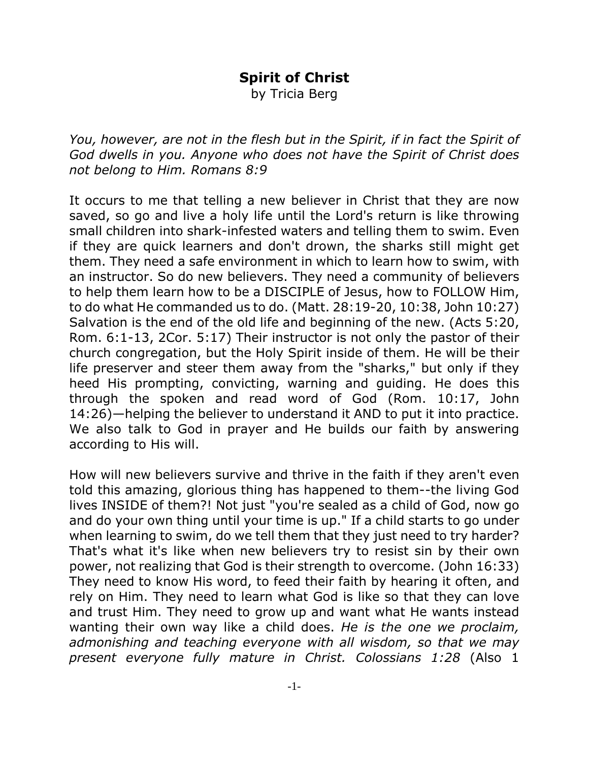# Spirit of Christ

by Tricia Berg

*You, however, are not in the flesh but in the Spirit, if in fact the Spirit of God dwells in you. Anyone who does not have the Spirit of Christ does not belong to Him. Romans 8:9*

It occurs to me that telling a new believer in Christ that they are now saved, so go and live a holy life until the Lord's return is like throwing small children into shark-infested waters and telling them to swim. Even if they are quick learners and don't drown, the sharks still might get them. They need a safe environment in which to learn how to swim, with an instructor. So do new believers. They need a community of believers to help them learn how to be a DISCIPLE of Jesus, how to FOLLOW Him, to do what He commanded us to do. (Matt. 28:19-20, 10:38, John 10:27) Salvation is the end of the old life and beginning of the new. (Acts 5:20, Rom. 6:1-13, 2Cor. 5:17) Their instructor is not only the pastor of their church congregation, but the Holy Spirit inside of them. He will be their life preserver and steer them away from the "sharks," but only if they heed His prompting, convicting, warning and guiding. He does this through the spoken and read word of God (Rom. 10:17, John 14:26)—helping the believer to understand it AND to put it into practice. We also talk to God in prayer and He builds our faith by answering according to His will.

How will new believers survive and thrive in the faith if they aren't even told this amazing, glorious thing has happened to them--the living God lives INSIDE of them?! Not just "you're sealed as a child of God, now go and do your own thing until your time is up." If a child starts to go under when learning to swim, do we tell them that they just need to try harder? That's what it's like when new believers try to resist sin by their own power, not realizing that God is their strength to overcome. (John 16:33) They need to know His word, to feed their faith by hearing it often, and rely on Him. They need to learn what God is like so that they can love and trust Him. They need to grow up and want what He wants instead wanting their own way like a child does. *He is the one we proclaim, admonishing and teaching everyone with all wisdom, so that we may present everyone fully mature in Christ. Colossians 1:28* (Also 1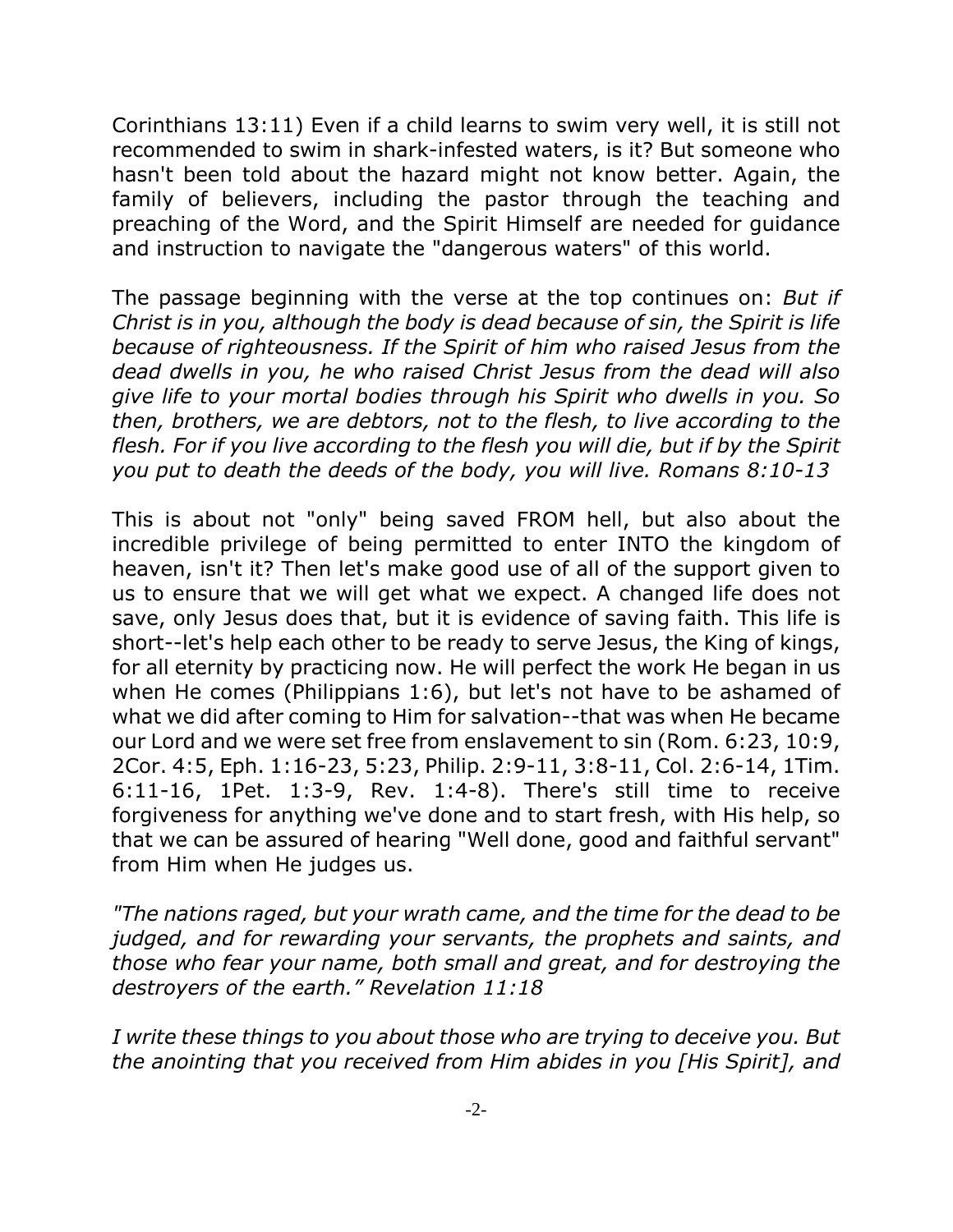Corinthians 13:11) Even if a child learns to swim very well, it is still not recommended to swim in shark-infested waters, is it? But someone who hasn't been told about the hazard might not know better. Again, the family of believers, including the pastor through the teaching and preaching of the Word, and the Spirit Himself are needed for guidance and instruction to navigate the "dangerous waters" of this world.

The passage beginning with the verse at the top continues on: *But if Christ is in you, although the body is dead because of sin, the Spirit is life because of righteousness. If the Spirit of him who raised Jesus from the dead dwells in you, he who raised Christ Jesus from the dead will also give life to your mortal bodies through his Spirit who dwells in you. So then, brothers, we are debtors, not to the flesh, to live according to the flesh. For if you live according to the flesh you will die, but if by the Spirit you put to death the deeds of the body, you will live. Romans 8:10-13*

This is about not "only" being saved FROM hell, but also about the incredible privilege of being permitted to enter INTO the kingdom of heaven, isn't it? Then let's make good use of all of the support given to us to ensure that we will get what we expect. A changed life does not save, only Jesus does that, but it is evidence of saving faith. This life is short--let's help each other to be ready to serve Jesus, the King of kings, for all eternity by practicing now. He will perfect the work He began in us when He comes (Philippians 1:6), but let's not have to be ashamed of what we did after coming to Him for salvation--that was when He became our Lord and we set free from enslavement to sin (Rom. 6:23, 10:9, 2Cor. 4:5, Eph. 1:16-23, 5:23, Philip. 2:9-11, 3:8-11, Col. 2:6-14, 1Tim. 6:11-16, 1Pet. 1:3-9, Rev. 1:4-8). There's still time to receive forgiveness for anything we've done and to start fresh, with His help, so that we can be assured of hearing "Well done, good and faithful servant" from Him when He judges us.

*"The nations raged, but your wrath came, and the time for the dead to be judged, and for rewarding your servants, the prophets and saints, and those who fear your name, both small and great, and for destroying the destroyers of the earth." Revelation 11:18*

*I write these things to you about those who are trying to deceive you. But the anointing that you received from Him abides in you [His Spirit], and*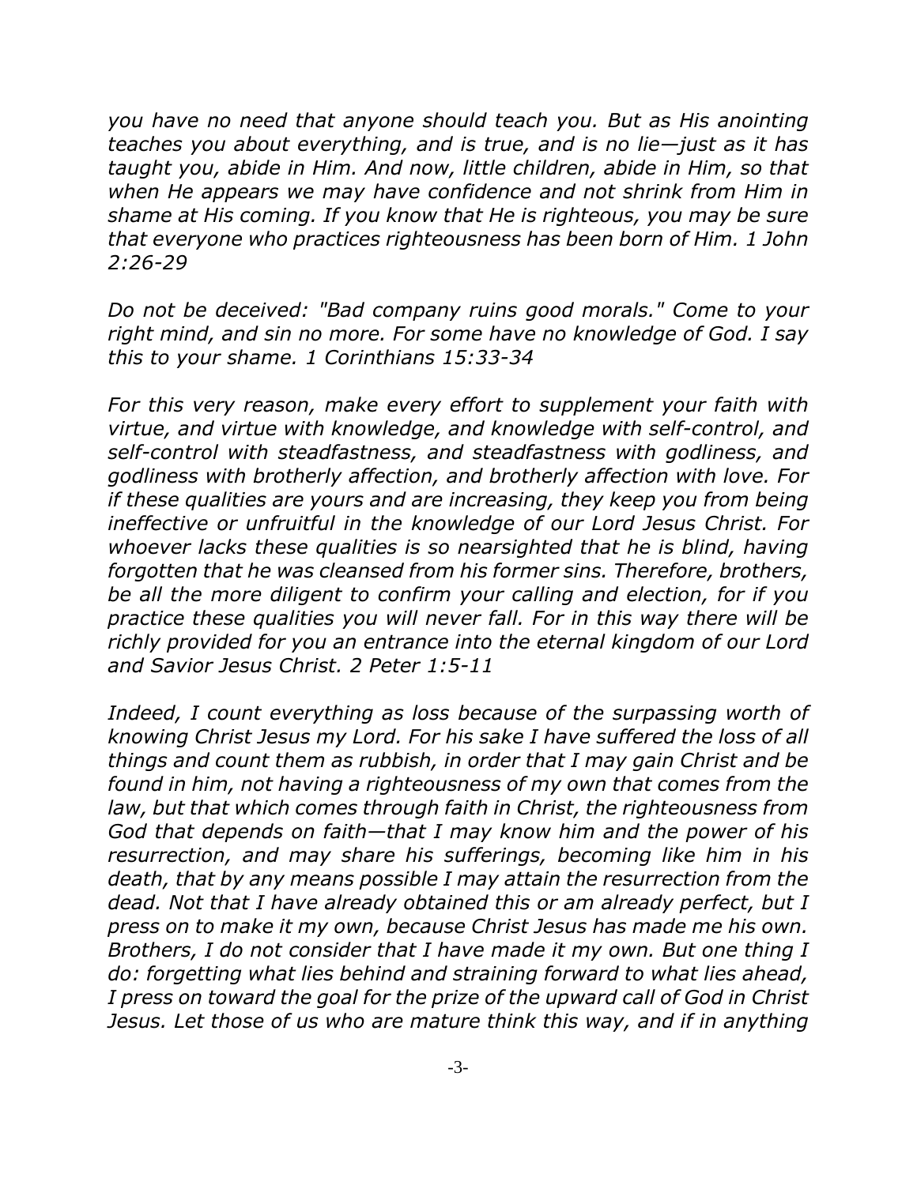*you have no need that anyone should teach you. But as His anointing teaches you about everything, and is true, and is no lie—just as it has taught you, abide in Him. And now, little children, abide in Him, so that when He appears we may have confidence and not shrink from Him in shame at His coming. If you know that He is righteous, you may be sure that everyone who practices righteousness has been born of Him. 1 John 2:26-29*

*Do not be deceived: "Bad company ruins good morals." Come to your right mind, and sin no more. For some have no knowledge of God. I say this to your shame. 1 Corinthians 15:33-34*

*For this very reason, make every effort to supplement your faith with virtue, and virtue with knowledge, and knowledge with self-control, and self-control with steadfastness, and steadfastness with godliness, and godliness with brotherly affection, and brotherly affection with love. For if these qualities are yours and are increasing, they keep you from being ineffective or unfruitful in the knowledge of our Lord Jesus Christ. For whoever lacks these qualities is so nearsighted that he is blind, having forgotten that he was cleansed from his former sins. Therefore, brothers, be all the more diligent to confirm your calling and election, for if you practice these qualities you will never fall. For in this way there will be richly provided for you an entrance into the eternal kingdom of our Lord and Savior Jesus Christ. 2 Peter 1:5-11*

*Indeed, I count everything as loss because of the surpassing worth of knowing Christ Jesus my Lord. For his sake I have suffered the loss of all things and count them as rubbish, in order that I may gain Christ and be found in him, not having a righteousness of my own that comes from the law, but that which comes through faith in Christ, the righteousness from God that depends on faith—that I may know him and the power of his resurrection, and may share his sufferings, becoming like him in his death, that by any means possible I may attain the resurrection from the dead. Not that I have already obtained this or am already perfect, but I press on to make it my own, because Christ Jesus has made me his own. Brothers, I do not consider that I have made it my own. But one thing I do: forgetting what lies behind and straining forward to what lies ahead, I press on toward the goal for the prize of the upward call of God in Christ Jesus. Let those of us who are mature think this way, and if in anything*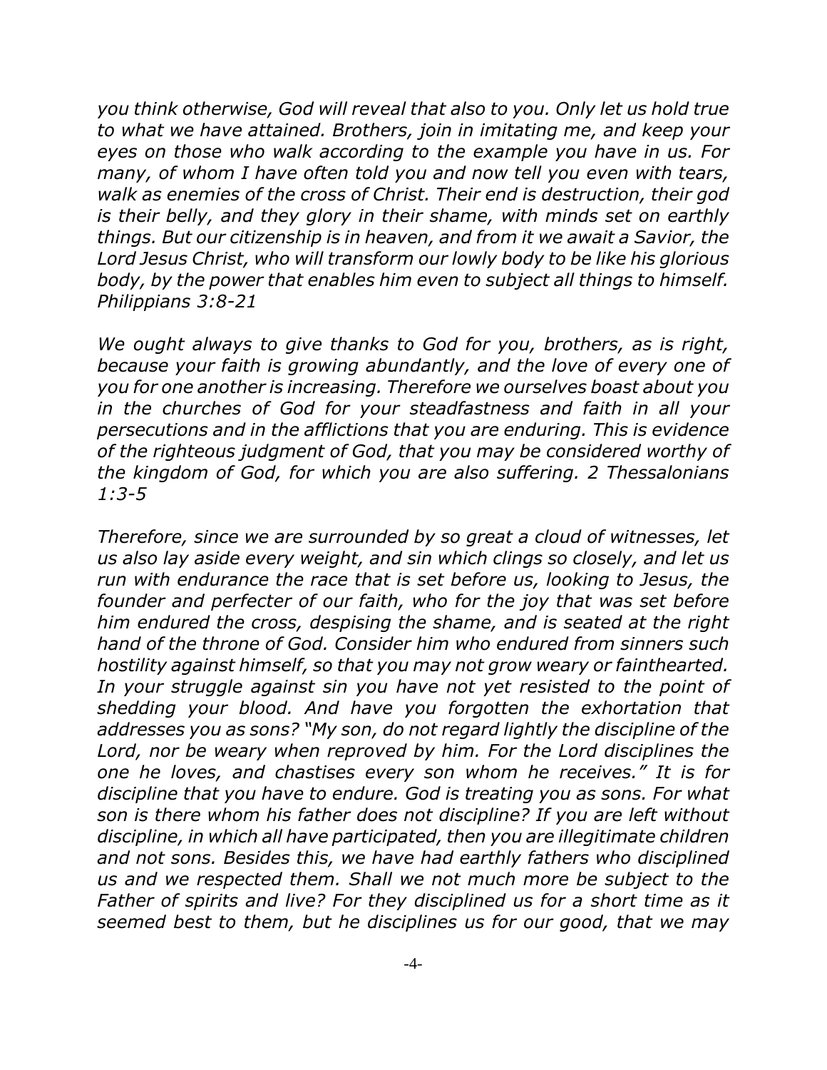*you think otherwise, God will reveal that also to you. Only let us hold true to what we have attained. Brothers, join in imitating me, and keep your eyes on those who walk according to the example you have in us. For many, of whom I have often told you and now tell you even with tears, walk as enemies of the cross of Christ. Their end is destruction, their god is their belly, and they glory in their shame, with minds set on earthly things. But our citizenship is in heaven, and from it we await a Savior, the Lord Jesus Christ, who will transform our lowly body to be like his glorious body, by the power that enables him even to subject all things to himself. Philippians 3:8-21*

*We ought always to give thanks to God for you, brothers, as is right, because your faith is growing abundantly, and the love of every one of you for one another is increasing. Therefore we ourselves boast about you in the churches of God for your steadfastness and faith in all your persecutions and in the afflictions that you are enduring. This is evidence of the righteous judgment of God, that you may be considered worthy of the kingdom of God, for which you are also suffering. 2 Thessalonians 1:3-5*

*Therefore, since we are surrounded by so great a cloud of witnesses, let us also lay aside every weight, and sin which clings so closely, and let us run with endurance the race that is set before us, looking to Jesus, the founder and perfecter of our faith, who for the joy that was set before him endured the cross, despising the shame, and is seated at the right hand of the throne of God. Consider him who endured from sinners such hostility against himself, so that you may not grow weary or fainthearted. In your struggle against sin you have not yet resisted to the point of shedding your blood. And have you forgotten the exhortation that addresses you as sons? "My son, do not regard lightly the discipline of the Lord, nor be weary when reproved by him. For the Lord disciplines the one he loves, and chastises every son whom he receives." It is for discipline that you have to endure. God is treating you as sons. For what son is there whom his father does not discipline? If you are left without discipline, in which all have participated, then you are illegitimate children and not sons. Besides this, we have had earthly fathers who disciplined us and we respected them. Shall we not much more be subject to the Father of spirits and live? For they disciplined us for a short time as it seemed best to them, but he disciplines us for our good, that we may*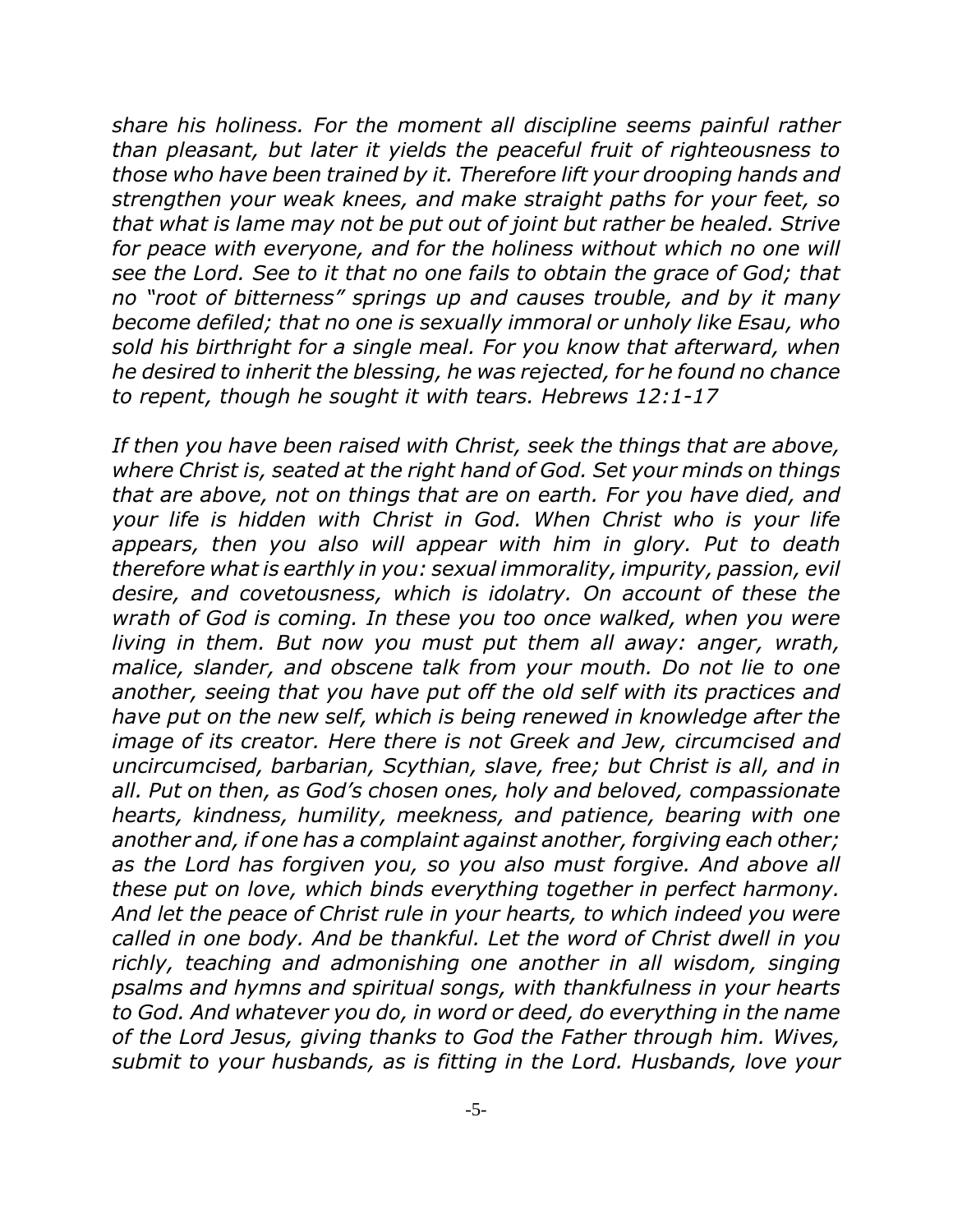*share his holiness. For the moment all discipline seems painful rather than pleasant, but later it yields the peaceful fruit of righteousness to those who have been trained by it. Therefore lift your drooping hands and strengthen your weak knees, and make straight paths for your feet, so that what is lame may not be put out of joint but rather be healed. Strive for peace with everyone, and for the holiness without which no one will see the Lord. See to it that no one fails to obtain the grace of God; that no "root of bitterness" springs up and causes trouble, and by it many become defiled; that no one is sexually immoral or unholy like Esau, who sold his birthright for a single meal. For you know that afterward, when he desired to inherit the blessing, he was rejected, for he found no chance to repent, though he sought it with tears. Hebrews 12:1-17*

*If then you have been raised with Christ, seek the things that are above, where Christ is, seated at the right hand of God. Set your minds on things that are above, not on things that are on earth. For you have died, and your life is hidden with Christ in God. When Christ who is your life appears, then you also will appear with him in glory. Put to death therefore what is earthly in you: sexual immorality, impurity, passion, evil desire, and covetousness, which is idolatry. On account of these the wrath of God is coming. In these you too once walked, when you were living in them. But now you must put them all away: anger, wrath, malice, slander, and obscene talk from your mouth. Do not lie to one another, seeing that you have put off the old self with its practices and have put on the new self, which is being renewed in knowledge after the image of its creator. Here there is not Greek and Jew, circumcised and uncircumcised, barbarian, Scythian, slave, free; but Christ is all, and in all. Put on then, as God's chosen ones, holy and beloved, compassionate hearts, kindness, humility, meekness, and patience, bearing with one another and, if one has a complaint against another, forgiving each other; as the Lord has forgiven you, so you also must forgive. And above all these put on love, which binds everything together in perfect harmony. And let the peace of Christ rule in your hearts, to which indeed you were called in one body. And be thankful. Let the word of Christ dwell in you richly, teaching and admonishing one another in all wisdom, singing psalms and hymns and spiritual songs, with thankfulness in your hearts to God. And whatever you do, in word or deed, do everything in the name of the Lord Jesus, giving thanks to God the Father through him. Wives, submit to your husbands, as is fitting in the Lord. Husbands, love your*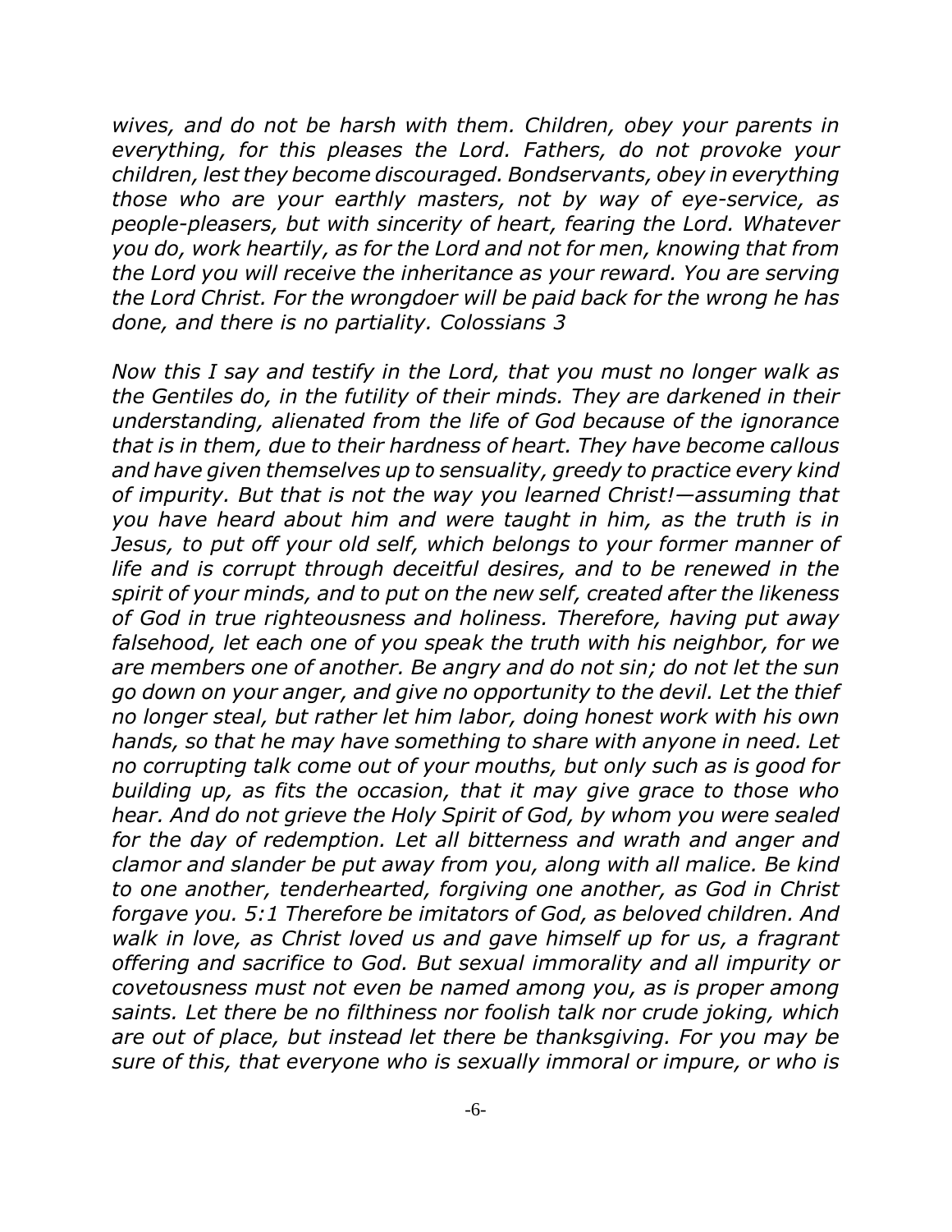*wives, and do not be harsh with them. Children, obey your parents in everything, for this pleases the Lord. Fathers, do not provoke your children, lest they become discouraged. Bondservants, obey in everything those who are your earthly masters, not by way of eye-service, as people-pleasers, but with sincerity of heart, fearing the Lord. Whatever you do, work heartily, as for the Lord and not for men, knowing that from the Lord you will receive the inheritance as your reward. You are serving the Lord Christ. For the wrongdoer will be paid back for the wrong he has done, and there is no partiality. Colossians 3*

*Now this I say and testify in the Lord, that you must no longer walk as the Gentiles do, in the futility of their minds. They are darkened in their understanding, alienated from the life of God because of the ignorance that is in them, due to their hardness of heart. They have become callous and have given themselves up to sensuality, greedy to practice every kind of impurity. But that is not the way you learned Christ!—assuming that you have heard about him and were taught in him, as the truth is in Jesus, to put off your old self, which belongs to your former manner of life and is corrupt through deceitful desires, and to be renewed in the spirit of your minds, and to put on the new self, created after the likeness of God in true righteousness and holiness. Therefore, having put away falsehood, let each one of you speak the truth with his neighbor, for we are members one of another. Be angry and do not sin; do not let the sun go down on your anger, and give no opportunity to the devil. Let the thief no longer steal, but rather let him labor, doing honest work with his own hands, so that he may have something to share with anyone in need. Let no corrupting talk come out of your mouths, but only such as is good for building up, as fits the occasion, that it may give grace to those who hear. And do not grieve the Holy Spirit of God, by whom you were sealed for the day of redemption. Let all bitterness and wrath and anger and clamor and slander be put away from you, along with all malice. Be kind to one another, tenderhearted, forgiving one another, as God in Christ forgave you. 5:1 Therefore be imitators of God, as beloved children. And walk in love, as Christ loved us and gave himself up for us, a fragrant offering and sacrifice to God. But sexual immorality and all impurity or covetousness must not even be named among you, as is proper among saints. Let there be no filthiness nor foolish talk nor crude joking, which are out of place, but instead let there be thanksgiving. For you may be sure of this, that everyone who is sexually immoral or impure, or who is*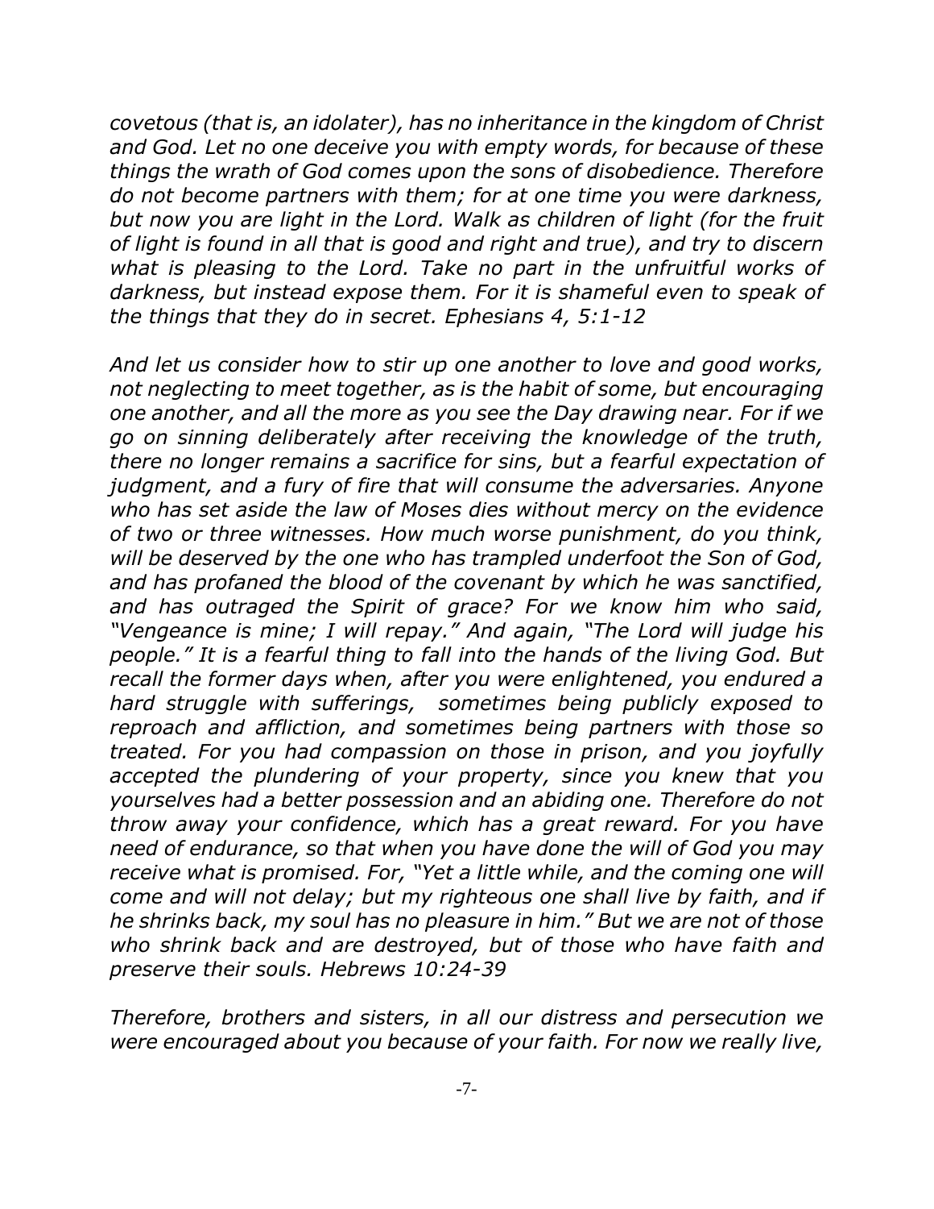*covetous (that is, an idolater), has no inheritance in the kingdom of Christ and God. Let no one deceive you with empty words, for because of these things the wrath of God comes upon the sons of disobedience. Therefore do not become partners with them; for at one time you were darkness, but now you are light in the Lord. Walk as children of light (for the fruit of light is found in all that is good and right and true), and try to discern what is pleasing to the Lord. Take no part in the unfruitful works of darkness, but instead expose them. For it is shameful even to speak of the things that they do in secret. Ephesians 4, 5:1-12*

*And let us consider how to stir up one another to love and good works, not neglecting to meet together, as is the habit of some, but encouraging one another, and all the more as you see the Day drawing near. For if we go on sinning deliberately after receiving the knowledge of the truth, there no longer remains a sacrifice for sins, but a fearful expectation of judgment, and a fury of fire that will consume the adversaries. Anyone who has set aside the law of Moses dies without mercy on the evidence of two or three witnesses. How much worse punishment, do you think, will be deserved by the one who has trampled underfoot the Son of God, and has profaned the blood of the covenant by which he was sanctified, and has outraged the Spirit of grace? For we know him who said, "Vengeance is mine; I will repay." And again, "The Lord will judge his people." It is a fearful thing to fall into the hands of the living God. But recall the former days when, after you were enlightened, you endured a hard struggle with sufferings, sometimes being publicly exposed to reproach and affliction, and sometimes being partners with those so treated. For you had compassion on those in prison, and you joyfully accepted the plundering of your property, since you knew that you yourselves had a better possession and an abiding one. Therefore do not throw away your confidence, which has a great reward. For you have need of endurance, so that when you have done the will of God you may receive what is promised. For, "Yet a little while, and the coming one will come and will not delay; but my righteous one shall live by faith, and if he shrinks back, my soul has no pleasure in him." But we are not of those who shrink back and are destroyed, but of those who have faith and preserve their souls. Hebrews 10:24-39*

*Therefore, brothers and sisters, in all our distress and persecution we were encouraged about you because of your faith. For now we really live,*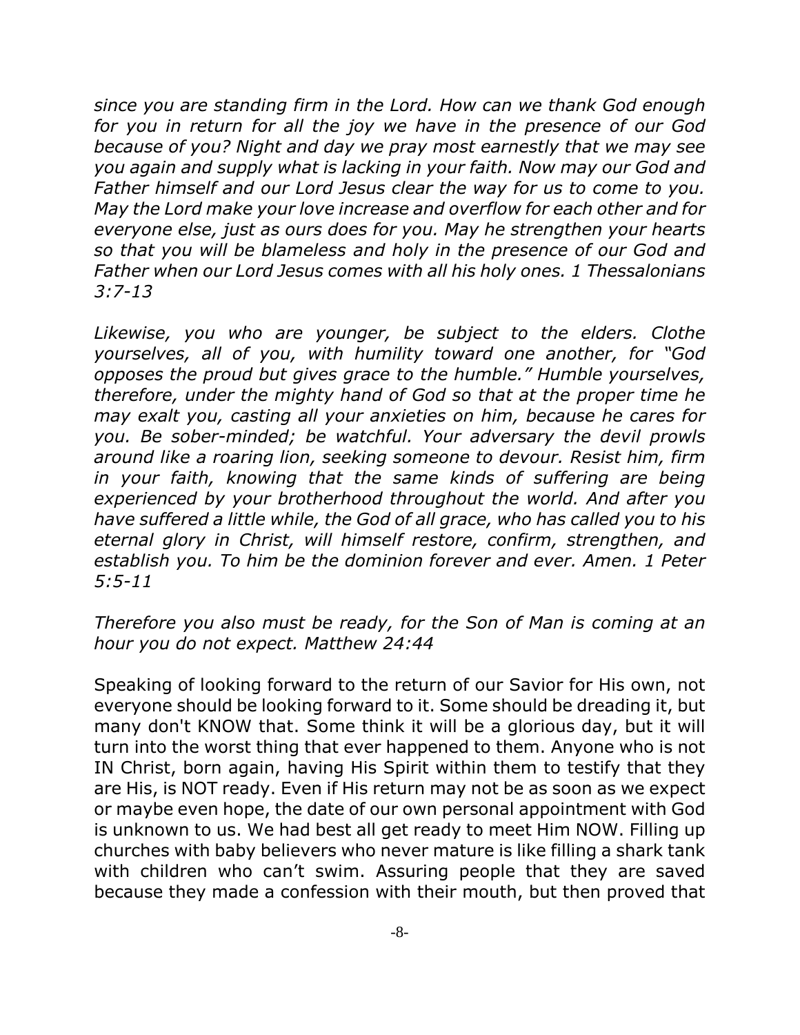*since you are standing firm in the Lord. How can we thank God enough for you in return for all the joy we have in the presence of our God because of you? Night and day we pray most earnestly that we may see you again and supply what is lacking in your faith. Now may our God and Father himself and our Lord Jesus clear the way for us to come to you. May the Lord make your love increase and overflow for each other and for everyone else, just as ours does for you. May he strengthen your hearts so that you will be blameless and holy in the presence of our God and Father when our Lord Jesus comes with all his holy ones. 1 Thessalonians 3:7-13*

*Likewise, you who are younger, be subject to the elders. Clothe yourselves, all of you, with humility toward one another, for "God opposes the proud but gives grace to the humble." Humble yourselves, therefore, under the mighty hand of God so that at the proper time he may exalt you, casting all your anxieties on him, because he cares for you. Be sober-minded; be watchful. Your adversary the devil prowls around like a roaring lion, seeking someone to devour. Resist him, firm in your faith, knowing that the same kinds of suffering are being experienced by your brotherhood throughout the world. And after you have suffered a little while, the God of all grace, who has called you to his eternal glory in Christ, will himself restore, confirm, strengthen, and establish you. To him be the dominion forever and ever. Amen. 1 Peter 5:5-11*

*Therefore you also must be ready, for the Son of Man is coming at an hour you do not expect. Matthew 24:44*

Speaking of looking forward to the return of our Savior for His own, not everyone should be looking forward to it. Some should be dreading it, but many don't KNOW that. Some think it will be a glorious day, but it will turn into the worst thing that ever happened to them. Anyone who is not IN Christ, born again, having His Spirit within them to testify that they are His, is NOT ready. Even if His return may not be as soon as we expect or maybe even hope, the date of our own personal appointment with God is unknown to us. We had best all get ready to meet Him NOW. Filling up churches with baby believers who never mature is like filling a shark tank with children who can't swim. Assuring people that they are saved because they made a confession with their mouth, but then proved that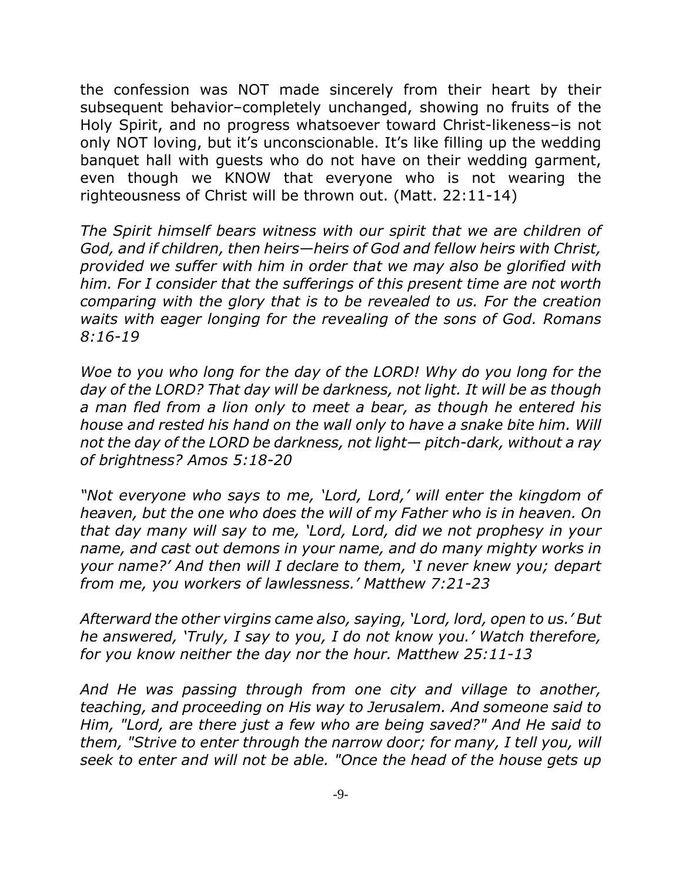the confession was NOT made sincerely from their heart by their subsequent behavior–completely unchanged, showing no fruits of the Holy Spirit, and no progress whatsoever toward Christ-likeness–is not only NOT loving, but it's unconscionable. It's like filling up the wedding banquet hall with guests who do not have on their wedding garment, even though we KNOW that everyone who is not wearing the righteousness of Christ will be thrown out. (Matt. 22:11-14)

*The Spirit himself bears witness with our spirit that we are children of God, and if children, then heirs—heirs of God and fellow heirs with Christ, provided we suffer with him in order that we may also be glorified with him. For I consider that the sufferings of this present time are not worth comparing with the glory that is to be revealed to us. For the creation waits with eager longing for the revealing of the sons of God. Romans 8:16-19*

*Woe to you who long for the day of the LORD! Why do you long for the day of the LORD? That day will be darkness, not light. It will be as though a man fled from a lion only to meet a bear, as though he entered his house and rested his hand on the wall only to have a snake bite him. Will not the day of the LORD be darkness, not light— pitch-dark, without a ray of brightness? Amos 5:18-20*

*"Not everyone who says to me, 'Lord, Lord,' will enter the kingdom of heaven, but the one who does the will of my Father who is in heaven. On that day many will say to me, 'Lord, Lord, did we not prophesy in your name, and cast out demons in your name, and do many mighty works in your name?' And then will I declare to them, 'I never knew you; depart from me, you workers of lawlessness.' Matthew 7:21-23*

*Afterward the other virgins came also, saying, 'Lord, lord, open to us.' But he answered, 'Truly, I say to you, I do not know you.' Watch therefore, for you know neither the day nor the hour. Matthew 25:11-13*

*And He was passing through from one city and village to another, teaching, and proceeding on His way to Jerusalem. And someone said to Him, "Lord, are there just a few who are being saved?" And He said to them, "Strive to enter through the narrow door; for many, I tell you, will seek to enter and will not be able. "Once the head of the house gets up*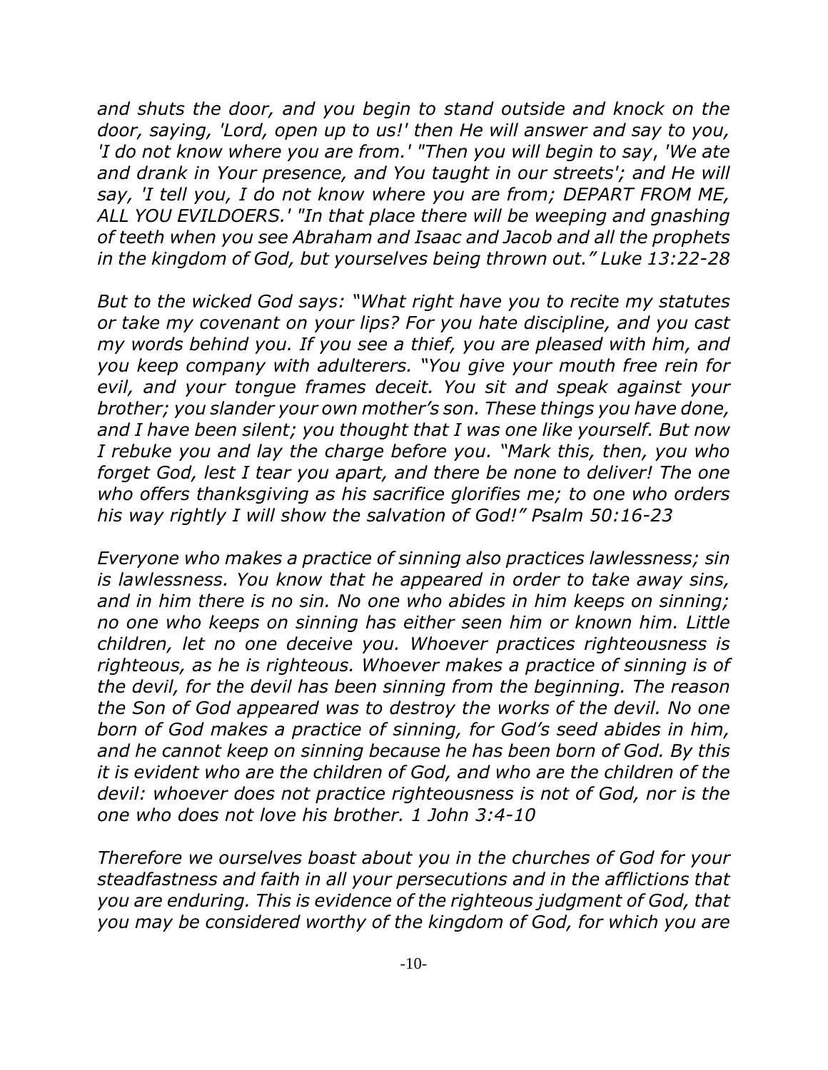*and shuts the door, and you begin to stand outside and knock on the door, saying, 'Lord, open up to us!' then He will answer and say to you, 'I do not know where you are from.' "Then you will begin to say, 'We ate and drank in Your presence, and You taught in our streets'; and He will say, 'I tell you, I do not know where you are from; DEPART FROM ME, ALL YOU EVILDOERS.' "In that place there will be weeping and gnashing of teeth when you see Abraham and Isaac and Jacob and all the prophets in the kingdom of God, but yourselves being thrown out." Luke 13:22-28*

*But to the wicked God says: "What right have you to recite my statutes or take my covenant on your lips? For you hate discipline, and you cast my words behind you. If you see a thief, you are pleased with him, and you keep company with adulterers. "You give your mouth free rein for evil, and your tongue frames deceit. You sit and speak against your brother; you slander your own mother's son. These things you have done, and I have been silent; you thought that I was one like yourself. But now I rebuke you and lay the charge before you. "Mark this, then, you who forget God, lest I tear you apart, and there be none to deliver! The one who offers thanksgiving as his sacrifice glorifies me; to one who orders his way rightly I will show the salvation of God!" Psalm 50:16-23*

*Everyone who makes a practice of sinning also practices lawlessness; sin is lawlessness. You know that he appeared in order to take away sins, and in him there is no sin. No one who abides in him keeps on sinning; no one who keeps on sinning has either seen him or known him. Little children, let no one deceive you. Whoever practices righteousness is righteous, as he is righteous. Whoever makes a practice of sinning is of the devil, for the devil has been sinning from the beginning. The reason the Son of God appeared was to destroy the works of the devil. No one born of God makes a practice of sinning, for God's seed abides in him, and he cannot keep on sinning because he has been born of God. By this it is evident who are the children of God, and who are the children of the devil: whoever does not practice righteousness is not of God, nor is the one who does not love his brother. 1 John 3:4-10*

*Therefore we ourselves boast about you in the churches of God for your steadfastness and faith in all your persecutions and in the afflictions that you are enduring. This is evidence of the righteous judgment of God, that you may be considered worthy of the kingdom of God, for which you are*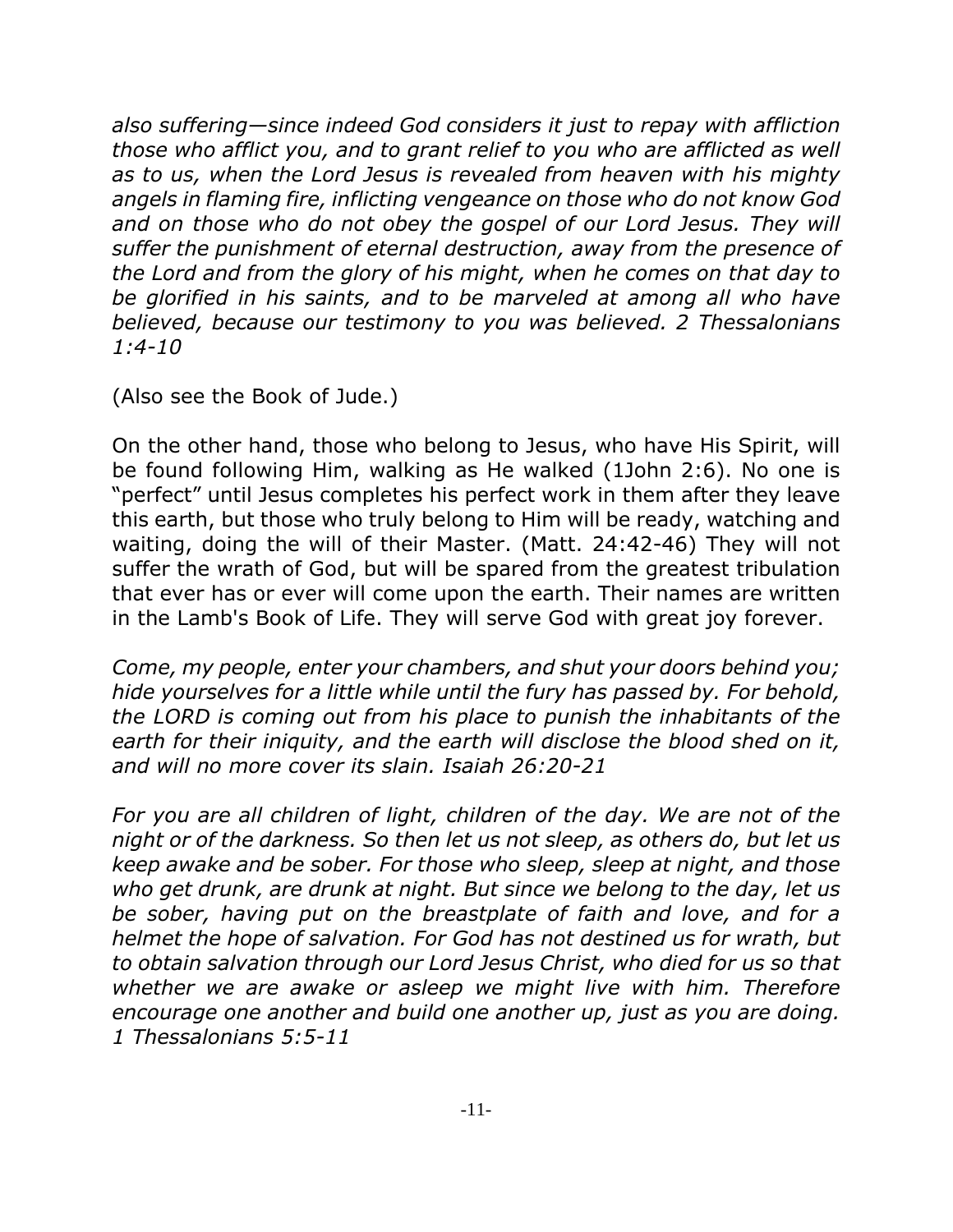*also suffering—since indeed God considers it just to repay with affliction those who afflict you, and to grant relief to you who are afflicted as well as to us, when the Lord Jesus is revealed from heaven with his mighty angels in flaming fire, inflicting vengeance on those who do not know God and on those who do not obey the gospel of our Lord Jesus. They will suffer the punishment of eternal destruction, away from the presence of the Lord and from the glory of his might, when he comes on that day to be glorified in his saints, and to be marveled at among all who have believed, because our testimony to you was believed. 2 Thessalonians 1:4-10*

(Also see the Book of Jude.)

On the other hand, those who belong to Jesus, who have His Spirit, will be found following Him, walking as He walked (1John 2:6). No one is "perfect" until Jesus completes his perfect work in them after they leave this earth, but those who truly belong to Him will be ready, watching and waiting, doing the will of their Master. (Matt. 24:42-46) They will not suffer the wrath of God, but will be spared from the greatest tribulation that ever has or ever will come upon the earth. Their names are written in the Lamb's Book of Life. They will serve God with great joy forever.

*Come, my people, enter your chambers, and shut your doors behind you; hide yourselves for a little while until the fury has passed by. For behold, the LORD is coming out from his place to punish the inhabitants of the earth for their iniquity, and the earth will disclose the blood shed on it, and will no more cover its slain. Isaiah 26:20-21*

*For you are all children of light, children of the day. We are not of the night or of the darkness. So then let us not sleep, as others do, but let us keep awake and be sober. For those who sleep, sleep at night, and those who get drunk, are drunk at night. But since we belong to the day, let us be sober, having put on the breastplate of faith and love, and for a helmet the hope of salvation. For God has not destined us for wrath, but to obtain salvation through our Lord Jesus Christ, who died for us so that whether we are awake or asleep we might live with him. Therefore encourage one another and build one another up, just as you are doing. 1 Thessalonians 5:5-11*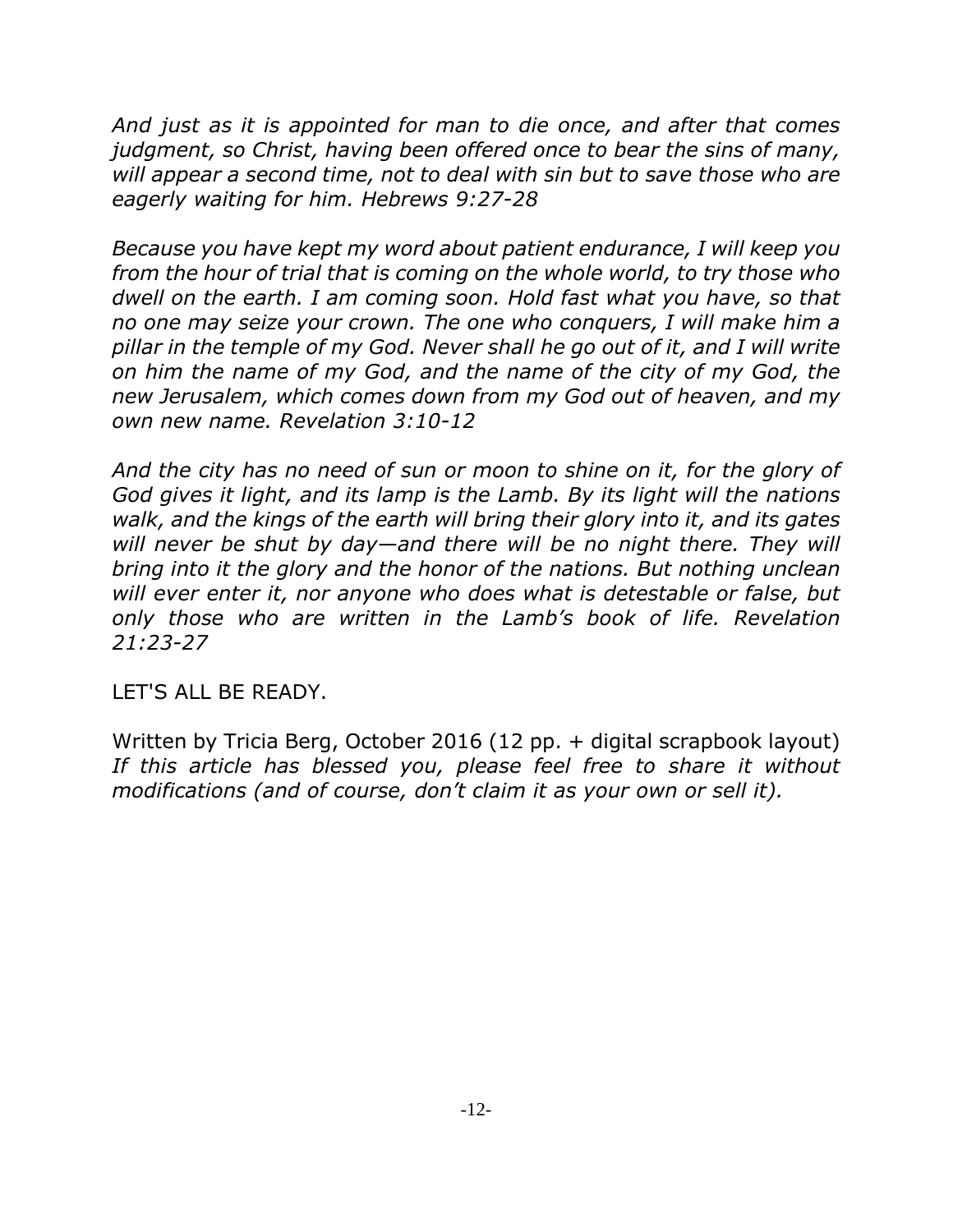*And just as it is appointed for man to die once, and after that comes judgment, so Christ, having been offered once to bear the sins of many, will appear a second time, not to deal with sin but to save those who are eagerly waiting for him. Hebrews 9:27-28*

*Because you have kept my word about patient endurance, I will keep you from the hour of trial that is coming on the whole world, to try those who dwell on the earth. I am coming soon. Hold fast what you have, so that no one may seize your crown. The one who conquers, I will make him a pillar in the temple of my God. Never shall he go out of it, and I will write on him the name of my God, and the name of the city of my God, the new Jerusalem, which comes down from my God out of heaven, and my own new name. Revelation 3:10-12*

*And the city has no need of sun or moon to shine on it, for the glory of God gives it light, and its lamp is the Lamb. By its light will the nations walk, and the kings of the earth will bring their glory into it, and its gates will never be shut by day—and there will be no night there. They will bring into it the glory and the honor of the nations. But nothing unclean will ever enter it, nor anyone who does what is detestable or false, but only those who are written in the Lamb's book of life. Revelation 21:23-27*

LET'S ALL BE READY.

Written by Tricia Berg, October 2016 (12 pp. + digital scrapbook layout)
*If this article has blessed you, please feel free to share it without modifications (and of course, don't claim it as your own or sell it).*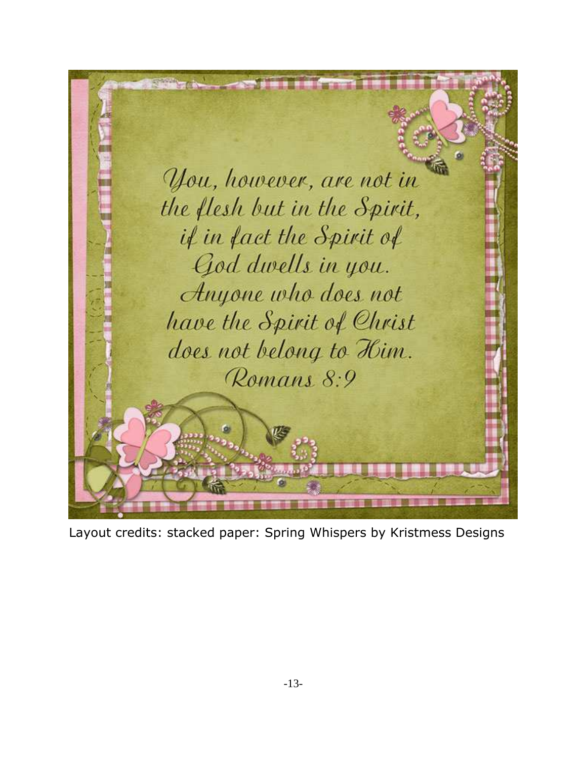You, however, are not in
the flesh but in the Spirit,
if in fact the Spirit of
God dwells in you.
Anyone who does not
have the Spirit of Christ
does not belong to Him.
Romans 8:9

Layout credits: stacked paper: Spring Whispers by Kristmess Designs